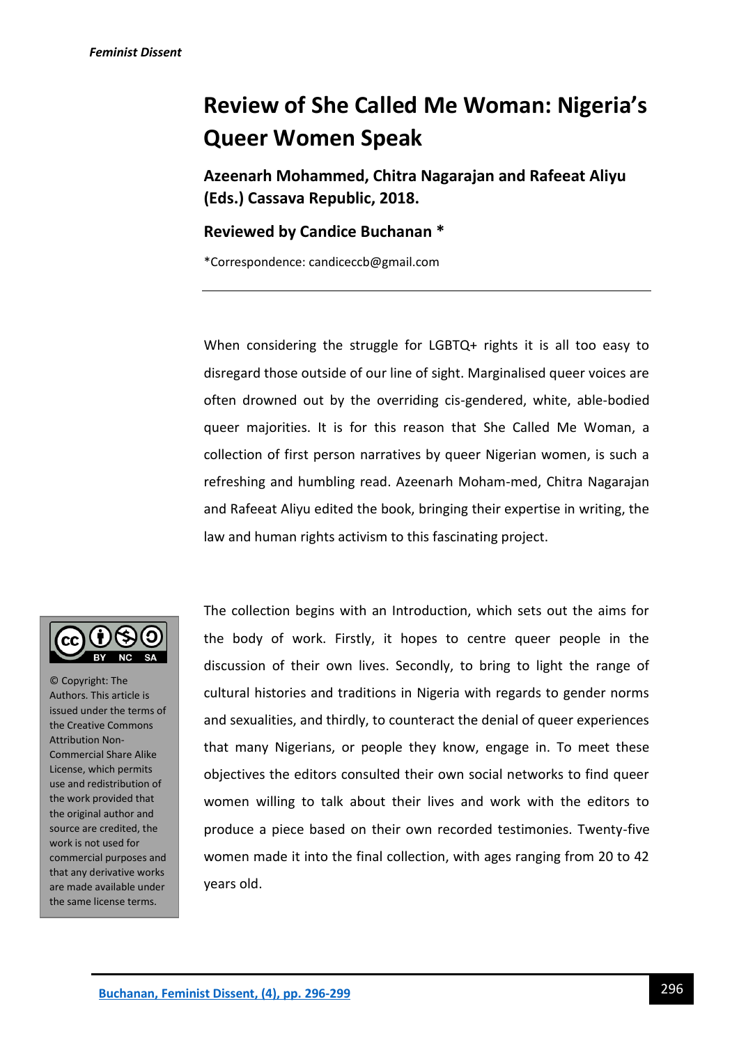# Review of She Called Me Woman: Nigeria's Queer Women Speak

**Azeenarh Mohammed, Chitra Nagarajan and Rafeeat Aliyu (Eds.) Cassava Republic, 2018.**

**Reviewed by Candice Buchanan ***

*Correspondence: candiceccb@gmail.com

---

When considering the struggle for LGBTQ+ rights it is all too easy to disregard those outside of our line of sight. Marginalised queer voices are often drowned out by the overriding cis-gendered, white, able-bodied queer majorities. It is for this reason that She Called Me Woman, a collection of first person narratives by queer Nigerian women, is such a refreshing and humbling read. Azeenarh Moham-med, Chitra Nagarajan and Rafeeat Aliyu edited the book, bringing their expertise in writing, the law and human rights activism to this fascinating project.

© Copyright: The Authors. This article is issued under the terms of the Creative Commons Attribution Non-Commercial Share Alike License, which permits use and redistribution of the work provided that the original author and source are credited, the work is not used for commercial purposes and that any derivative works are made available under the same license terms.

The collection begins with an Introduction, which sets out the aims for the body of work. Firstly, it hopes to centre queer people in the discussion of their own lives. Secondly, to bring to light the range of cultural histories and traditions in Nigeria with regards to gender norms and sexualities, and thirdly, to counteract the denial of queer experiences that many Nigerians, or people they know, engage in. To meet these objectives the editors consulted their own social networks to find queer women willing to talk about their lives and work with the editors to produce a piece based on their own recorded testimonies. Twenty-five women made it into the final collection, with ages ranging from 20 to 42 years old.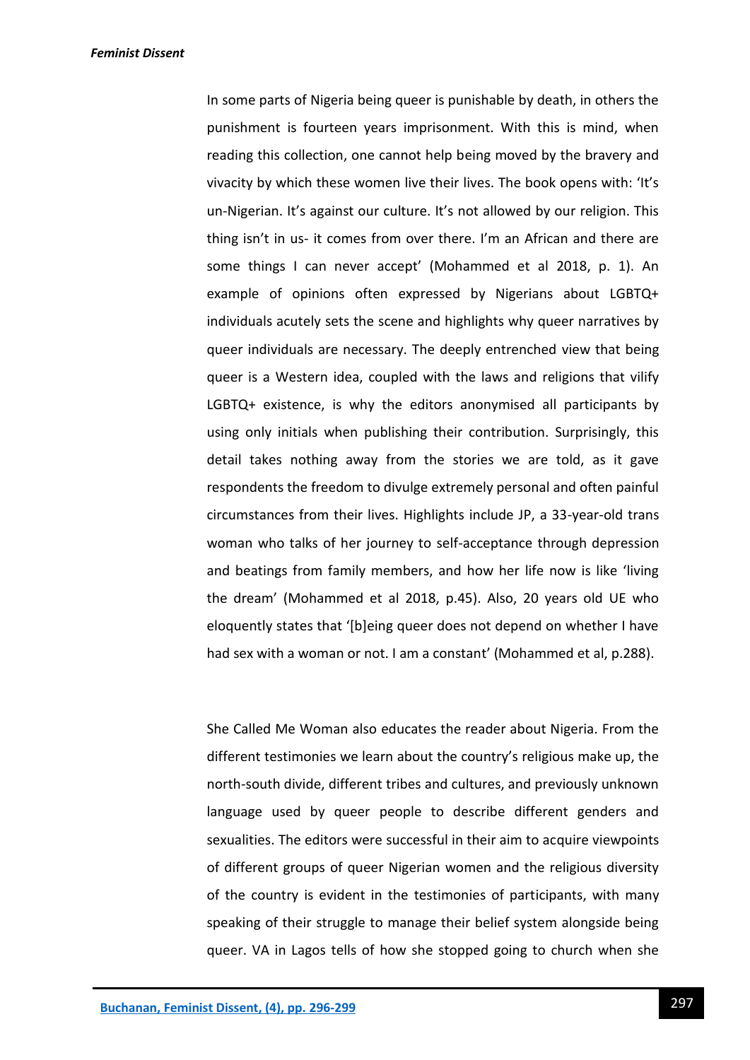In some parts of Nigeria being queer is punishable by death, in others the punishment is fourteen years imprisonment. With this is mind, when reading this collection, one cannot help being moved by the bravery and vivacity by which these women live their lives. The book opens with: 'It's un-Nigerian. It's against our culture. It's not allowed by our religion. This thing isn't in us- it comes from over there. I'm an African and there are some things I can never accept' (Mohammed et al 2018, p. 1). An example of opinions often expressed by Nigerians about LGBTQ+ individuals acutely sets the scene and highlights why queer narratives by queer individuals are necessary. The deeply entrenched view that being queer is a Western idea, coupled with the laws and religions that vilify LGBTQ+ existence, is why the editors anonymised all participants by using only initials when publishing their contribution. Surprisingly, this detail takes nothing away from the stories we are told, as it gave respondents the freedom to divulge extremely personal and often painful circumstances from their lives. Highlights include JP, a 33-year-old trans woman who talks of her journey to self-acceptance through depression and beatings from family members, and how her life now is like 'living the dream' (Mohammed et al 2018, p.45). Also, 20 years old UE who eloquently states that '[b]eing queer does not depend on whether I have had sex with a woman or not. I am a constant' (Mohammed et al, p.288).

She Called Me Woman also educates the reader about Nigeria. From the different testimonies we learn about the country's religious make up, the north-south divide, different tribes and cultures, and previously unknown language used by queer people to describe different genders and sexualities. The editors were successful in their aim to acquire viewpoints of different groups of queer Nigerian women and the religious diversity of the country is evident in the testimonies of participants, with many speaking of their struggle to manage their belief system alongside being queer. VA in Lagos tells of how she stopped going to church when she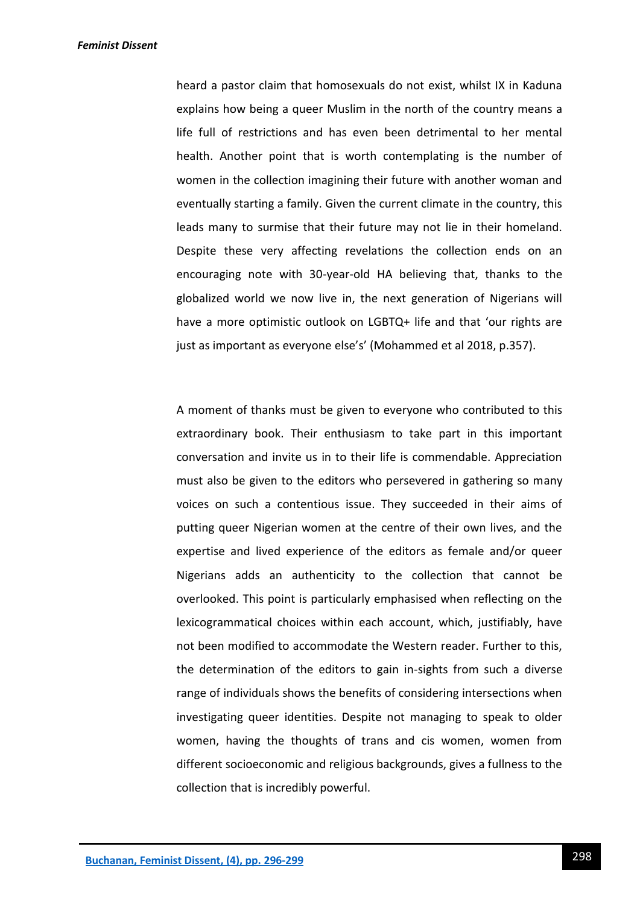heard a pastor claim that homosexuals do not exist, whilst IX in Kaduna explains how being a queer Muslim in the north of the country means a life full of restrictions and has even been detrimental to her mental health. Another point that is worth contemplating is the number of women in the collection imagining their future with another woman and eventually starting a family. Given the current climate in the country, this leads many to surmise that their future may not lie in their homeland. Despite these very affecting revelations the collection ends on an encouraging note with 30-year-old HA believing that, thanks to the globalized world we now live in, the next generation of Nigerians will have a more optimistic outlook on LGBTQ+ life and that 'our rights are just as important as everyone else's' (Mohammed et al 2018, p.357).

A moment of thanks must be given to everyone who contributed to this extraordinary book. Their enthusiasm to take part in this important conversation and invite us in to their life is commendable. Appreciation must also be given to the editors who persevered in gathering so many voices on such a contentious issue. They succeeded in their aims of putting queer Nigerian women at the centre of their own lives, and the expertise and lived experience of the editors as female and/or queer Nigerians adds an authenticity to the collection that cannot be overlooked. This point is particularly emphasised when reflecting on the lexicogrammatical choices within each account, which, justifiably, have not been modified to accommodate the Western reader. Further to this, the determination of the editors to gain in-sights from such a diverse range of individuals shows the benefits of considering intersections when investigating queer identities. Despite not managing to speak to older women, having the thoughts of trans and cis women, women from different socioeconomic and religious backgrounds, gives a fullness to the collection that is incredibly powerful.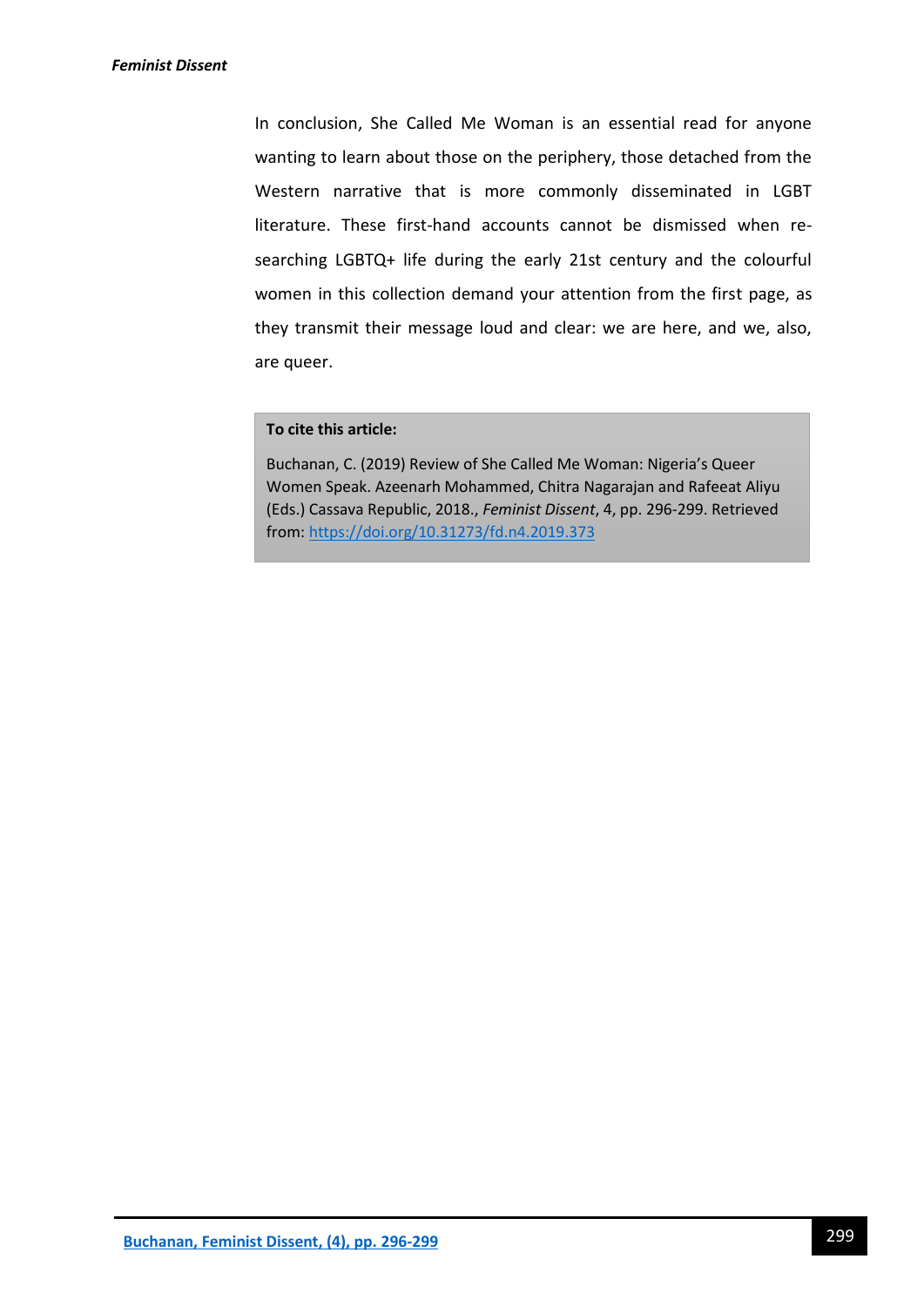In conclusion, She Called Me Woman is an essential read for anyone wanting to learn about those on the periphery, those detached from the Western narrative that is more commonly disseminated in LGBT literature. These first-hand accounts cannot be dismissed when re-searching LGBTQ+ life during the early 21st century and the colourful women in this collection demand your attention from the first page, as they transmit their message loud and clear: we are here, and we, also, are queer.

**To cite this article:**

Buchanan, C. (2019) Review of She Called Me Woman: Nigeria's Queer Women Speak. Azeenarh Mohammed, Chitra Nagarajan and Rafeeat Aliyu (Eds.) Cassava Republic, 2018., *Feminist Dissent*, 4, pp. 296-299. Retrieved from: https://doi.org/10.31273/fd.n4.2019.373